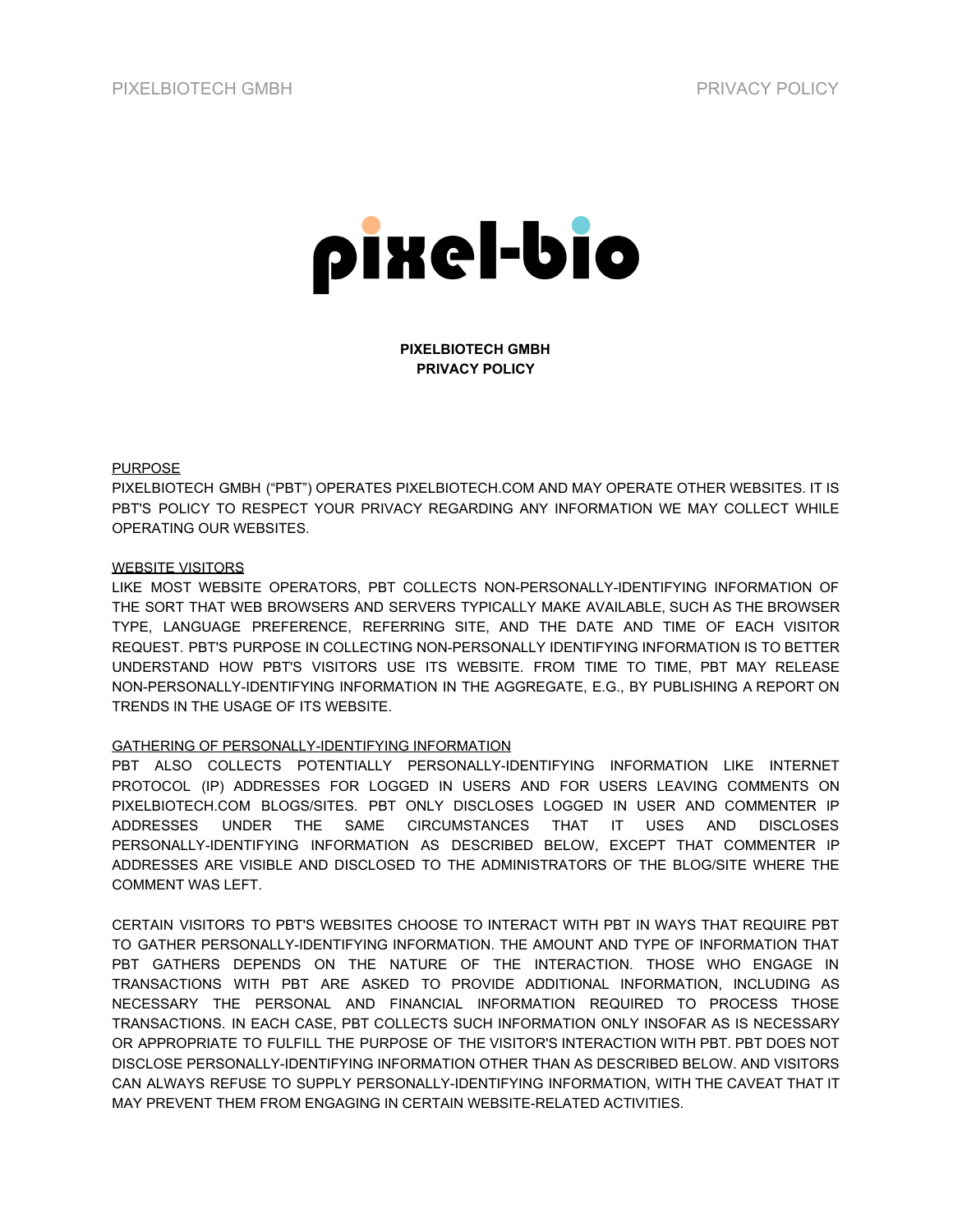# PIXELBIOTECH GMBH
# PRIVACY POLICY

## PURPOSE

PIXELBIOTECH GMBH ("PBT") OPERATES PIXELBIOTECH.COM AND MAY OPERATE OTHER WEBSITES. IT IS PBT'S POLICY TO RESPECT YOUR PRIVACY REGARDING ANY INFORMATION WE MAY COLLECT WHILE OPERATING OUR WEBSITES.

## WEBSITE VISITORS

LIKE MOST WEBSITE OPERATORS, PBT COLLECTS NON-PERSONALLY-IDENTIFYING INFORMATION OF THE SORT THAT WEB BROWSERS AND SERVERS TYPICALLY MAKE AVAILABLE, SUCH AS THE BROWSER TYPE, LANGUAGE PREFERENCE, REFERRING SITE, AND THE DATE AND TIME OF EACH VISITOR REQUEST. PBT'S PURPOSE IN COLLECTING NON-PERSONALLY IDENTIFYING INFORMATION IS TO BETTER UNDERSTAND HOW PBT'S VISITORS USE ITS WEBSITE. FROM TIME TO TIME, PBT MAY RELEASE NON-PERSONALLY-IDENTIFYING INFORMATION IN THE AGGREGATE, E.G., BY PUBLISHING A REPORT ON TRENDS IN THE USAGE OF ITS WEBSITE.

## GATHERING OF PERSONALLY-IDENTIFYING INFORMATION

PBT ALSO COLLECTS POTENTIALLY PERSONALLY-IDENTIFYING INFORMATION LIKE INTERNET PROTOCOL (IP) ADDRESSES FOR LOGGED IN USERS AND FOR USERS LEAVING COMMENTS ON PIXELBIOTECH.COM BLOGS/SITES. PBT ONLY DISCLOSES LOGGED IN USER AND COMMENTER IP ADDRESSES UNDER THE SAME CIRCUMSTANCES THAT IT USES AND DISCLOSES PERSONALLY-IDENTIFYING INFORMATION AS DESCRIBED BELOW, EXCEPT THAT COMMENTER IP ADDRESSES ARE VISIBLE AND DISCLOSED TO THE ADMINISTRATORS OF THE BLOG/SITE WHERE THE COMMENT WAS LEFT.

CERTAIN VISITORS TO PBT'S WEBSITES CHOOSE TO INTERACT WITH PBT IN WAYS THAT REQUIRE PBT TO GATHER PERSONALLY-IDENTIFYING INFORMATION. THE AMOUNT AND TYPE OF INFORMATION THAT PBT GATHERS DEPENDS ON THE NATURE OF THE INTERACTION. THOSE WHO ENGAGE IN TRANSACTIONS WITH PBT ARE ASKED TO PROVIDE ADDITIONAL INFORMATION, INCLUDING AS NECESSARY THE PERSONAL AND FINANCIAL INFORMATION REQUIRED TO PROCESS THOSE TRANSACTIONS. IN EACH CASE, PBT COLLECTS SUCH INFORMATION ONLY INSOFAR AS IS NECESSARY OR APPROPRIATE TO FULFILL THE PURPOSE OF THE VISITOR'S INTERACTION WITH PBT. PBT DOES NOT DISCLOSE PERSONALLY-IDENTIFYING INFORMATION OTHER THAN AS DESCRIBED BELOW. AND VISITORS CAN ALWAYS REFUSE TO SUPPLY PERSONALLY-IDENTIFYING INFORMATION, WITH THE CAVEAT THAT IT MAY PREVENT THEM FROM ENGAGING IN CERTAIN WEBSITE-RELATED ACTIVITIES.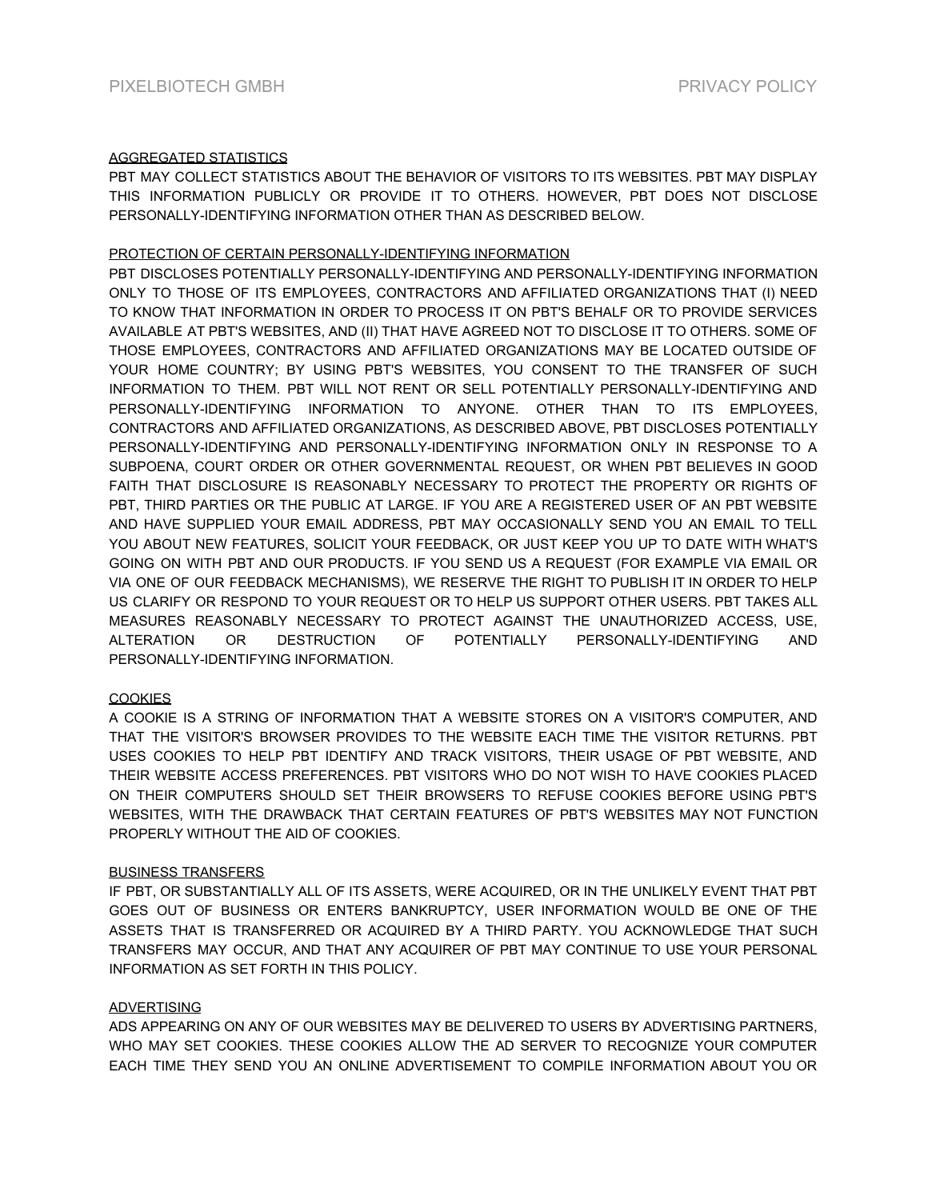## AGGREGATED STATISTICS

PBT MAY COLLECT STATISTICS ABOUT THE BEHAVIOR OF VISITORS TO ITS WEBSITES. PBT MAY DISPLAY THIS INFORMATION PUBLICLY OR PROVIDE IT TO OTHERS. HOWEVER, PBT DOES NOT DISCLOSE PERSONALLY-IDENTIFYING INFORMATION OTHER THAN AS DESCRIBED BELOW.

## PROTECTION OF CERTAIN PERSONALLY-IDENTIFYING INFORMATION

PBT DISCLOSES POTENTIALLY PERSONALLY-IDENTIFYING AND PERSONALLY-IDENTIFYING INFORMATION ONLY TO THOSE OF ITS EMPLOYEES, CONTRACTORS AND AFFILIATED ORGANIZATIONS THAT (I) NEED TO KNOW THAT INFORMATION IN ORDER TO PROCESS IT ON PBT'S BEHALF OR TO PROVIDE SERVICES AVAILABLE AT PBT'S WEBSITES, AND (II) THAT HAVE AGREED NOT TO DISCLOSE IT TO OTHERS. SOME OF THOSE EMPLOYEES, CONTRACTORS AND AFFILIATED ORGANIZATIONS MAY BE LOCATED OUTSIDE OF YOUR HOME COUNTRY; BY USING PBT'S WEBSITES, YOU CONSENT TO THE TRANSFER OF SUCH INFORMATION TO THEM. PBT WILL NOT RENT OR SELL POTENTIALLY PERSONALLY-IDENTIFYING AND PERSONALLY-IDENTIFYING INFORMATION TO ANYONE. OTHER THAN TO ITS EMPLOYEES, CONTRACTORS AND AFFILIATED ORGANIZATIONS, AS DESCRIBED ABOVE, PBT DISCLOSES POTENTIALLY PERSONALLY-IDENTIFYING AND PERSONALLY-IDENTIFYING INFORMATION ONLY IN RESPONSE TO A SUBPOENA, COURT ORDER OR OTHER GOVERNMENTAL REQUEST, OR WHEN PBT BELIEVES IN GOOD FAITH THAT DISCLOSURE IS REASONABLY NECESSARY TO PROTECT THE PROPERTY OR RIGHTS OF PBT, THIRD PARTIES OR THE PUBLIC AT LARGE. IF YOU ARE A REGISTERED USER OF AN PBT WEBSITE AND HAVE SUPPLIED YOUR EMAIL ADDRESS, PBT MAY OCCASIONALLY SEND YOU AN EMAIL TO TELL YOU ABOUT NEW FEATURES, SOLICIT YOUR FEEDBACK, OR JUST KEEP YOU UP TO DATE WITH WHAT'S GOING ON WITH PBT AND OUR PRODUCTS. IF YOU SEND US A REQUEST (FOR EXAMPLE VIA EMAIL OR VIA ONE OF OUR FEEDBACK MECHANISMS), WE RESERVE THE RIGHT TO PUBLISH IT IN ORDER TO HELP US CLARIFY OR RESPOND TO YOUR REQUEST OR TO HELP US SUPPORT OTHER USERS. PBT TAKES ALL MEASURES REASONABLY NECESSARY TO PROTECT AGAINST THE UNAUTHORIZED ACCESS, USE, ALTERATION OR DESTRUCTION OF POTENTIALLY PERSONALLY-IDENTIFYING AND PERSONALLY-IDENTIFYING INFORMATION.

## COOKIES

A COOKIE IS A STRING OF INFORMATION THAT A WEBSITE STORES ON A VISITOR'S COMPUTER, AND THAT THE VISITOR'S BROWSER PROVIDES TO THE WEBSITE EACH TIME THE VISITOR RETURNS. PBT USES COOKIES TO HELP PBT IDENTIFY AND TRACK VISITORS, THEIR USAGE OF PBT WEBSITE, AND THEIR WEBSITE ACCESS PREFERENCES. PBT VISITORS WHO DO NOT WISH TO HAVE COOKIES PLACED ON THEIR COMPUTERS SHOULD SET THEIR BROWSERS TO REFUSE COOKIES BEFORE USING PBT'S WEBSITES, WITH THE DRAWBACK THAT CERTAIN FEATURES OF PBT'S WEBSITES MAY NOT FUNCTION PROPERLY WITHOUT THE AID OF COOKIES.

## BUSINESS TRANSFERS

IF PBT, OR SUBSTANTIALLY ALL OF ITS ASSETS, WERE ACQUIRED, OR IN THE UNLIKELY EVENT THAT PBT GOES OUT OF BUSINESS OR ENTERS BANKRUPTCY, USER INFORMATION WOULD BE ONE OF THE ASSETS THAT IS TRANSFERRED OR ACQUIRED BY A THIRD PARTY. YOU ACKNOWLEDGE THAT SUCH TRANSFERS MAY OCCUR, AND THAT ANY ACQUIRER OF PBT MAY CONTINUE TO USE YOUR PERSONAL INFORMATION AS SET FORTH IN THIS POLICY.

## ADVERTISING

ADS APPEARING ON ANY OF OUR WEBSITES MAY BE DELIVERED TO USERS BY ADVERTISING PARTNERS, WHO MAY SET COOKIES. THESE COOKIES ALLOW THE AD SERVER TO RECOGNIZE YOUR COMPUTER EACH TIME THEY SEND YOU AN ONLINE ADVERTISEMENT TO COMPILE INFORMATION ABOUT YOU OR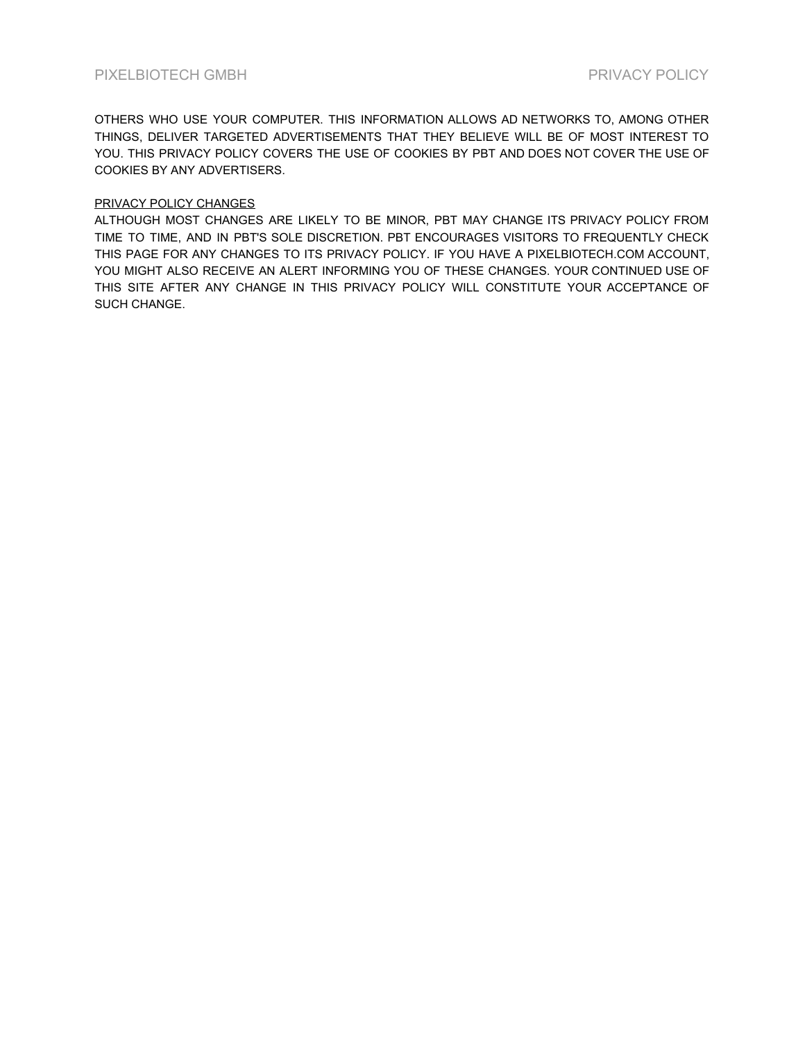OTHERS WHO USE YOUR COMPUTER. THIS INFORMATION ALLOWS AD NETWORKS TO, AMONG OTHER THINGS, DELIVER TARGETED ADVERTISEMENTS THAT THEY BELIEVE WILL BE OF MOST INTEREST TO YOU. THIS PRIVACY POLICY COVERS THE USE OF COOKIES BY PBT AND DOES NOT COVER THE USE OF COOKIES BY ANY ADVERTISERS.

PRIVACY POLICY CHANGES

ALTHOUGH MOST CHANGES ARE LIKELY TO BE MINOR, PBT MAY CHANGE ITS PRIVACY POLICY FROM TIME TO TIME, AND IN PBT'S SOLE DISCRETION. PBT ENCOURAGES VISITORS TO FREQUENTLY CHECK THIS PAGE FOR ANY CHANGES TO ITS PRIVACY POLICY. IF YOU HAVE A PIXELBIOTECH.COM ACCOUNT, YOU MIGHT ALSO RECEIVE AN ALERT INFORMING YOU OF THESE CHANGES. YOUR CONTINUED USE OF THIS SITE AFTER ANY CHANGE IN THIS PRIVACY POLICY WILL CONSTITUTE YOUR ACCEPTANCE OF SUCH CHANGE.